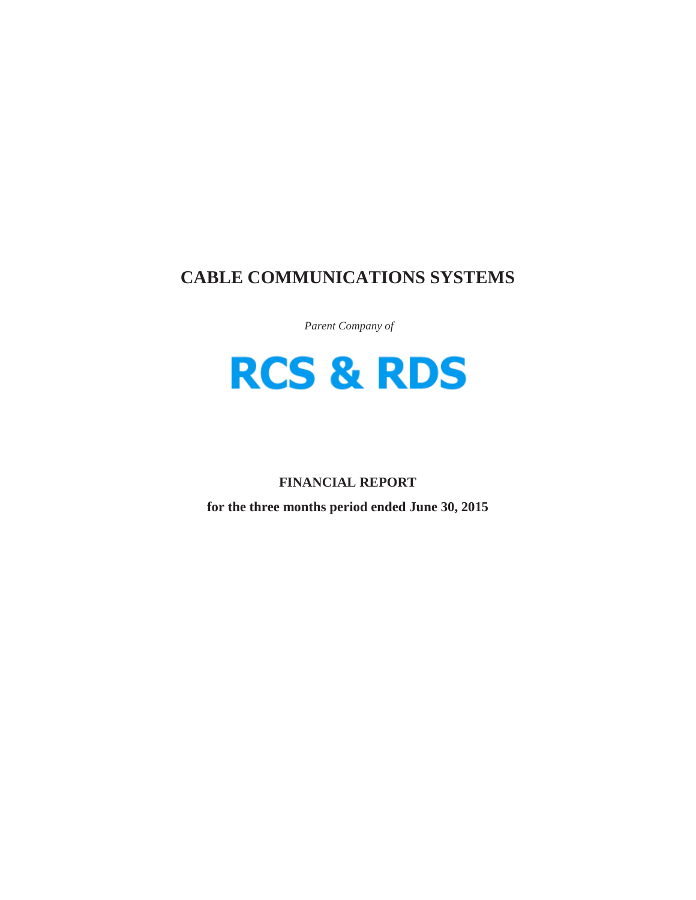# CABLE COMMUNICATIONS SYSTEMS

*Parent Company of*

**RCS & RDS**

**FINANCIAL REPORT**

**for the three months period ended June 30, 2015**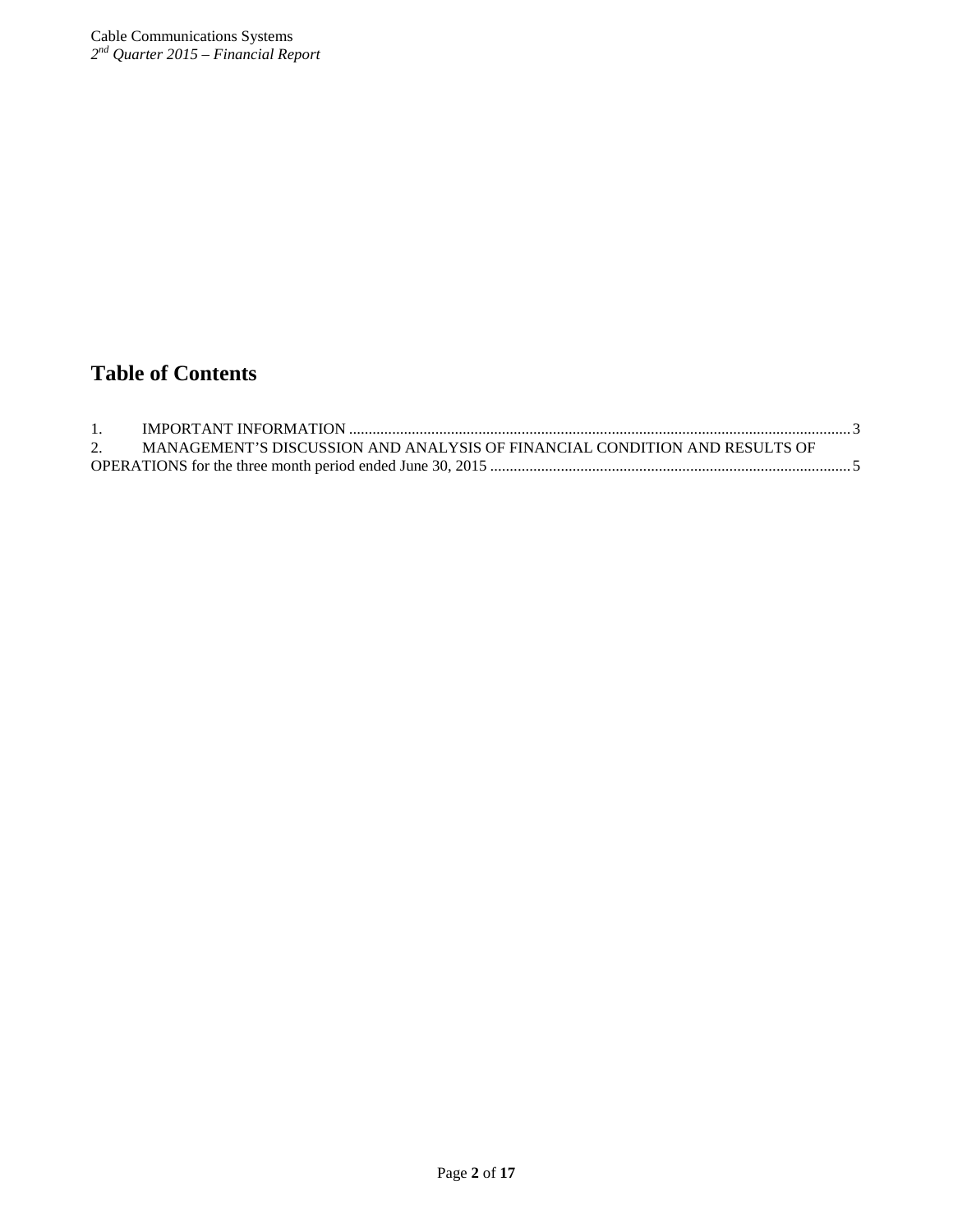# Table of Contents

1. IMPORTANT INFORMATION ............................................................................................................................... 3
2. MANAGEMENT'S DISCUSSION AND ANALYSIS OF FINANCIAL CONDITION AND RESULTS OF OPERATIONS for the three month period ended June 30, 2015 ............................................................................................ 5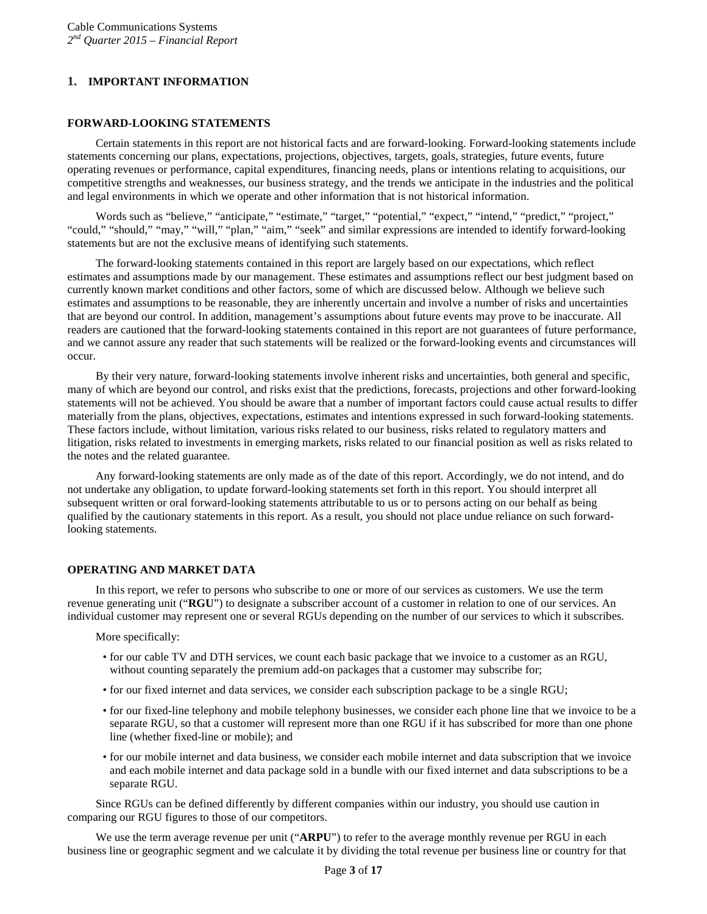# 1. IMPORTANT INFORMATION

## FORWARD-LOOKING STATEMENTS

Certain statements in this report are not historical facts and are forward-looking. Forward-looking statements include statements concerning our plans, expectations, projections, objectives, targets, goals, strategies, future events, future operating revenues or performance, capital expenditures, financing needs, plans or intentions relating to acquisitions, our competitive strengths and weaknesses, our business strategy, and the trends we anticipate in the industries and the political and legal environments in which we operate and other information that is not historical information.

Words such as "believe," "anticipate," "estimate," "target," "potential," "expect," "intend," "predict," "project," "could," "should," "may," "will," "plan," "aim," "seek" and similar expressions are intended to identify forward-looking statements but are not the exclusive means of identifying such statements.

The forward-looking statements contained in this report are largely based on our expectations, which reflect estimates and assumptions made by our management. These estimates and assumptions reflect our best judgment based on currently known market conditions and other factors, some of which are discussed below. Although we believe such estimates and assumptions to be reasonable, they are inherently uncertain and involve a number of risks and uncertainties that are beyond our control. In addition, management's assumptions about future events may prove to be inaccurate. All readers are cautioned that the forward-looking statements contained in this report are not guarantees of future performance, and we cannot assure any reader that such statements will be realized or the forward-looking events and circumstances will occur.

By their very nature, forward-looking statements involve inherent risks and uncertainties, both general and specific, many of which are beyond our control, and risks exist that the predictions, forecasts, projections and other forward-looking statements will not be achieved. You should be aware that a number of important factors could cause actual results to differ materially from the plans, objectives, expectations, estimates and intentions expressed in such forward-looking statements. These factors include, without limitation, various risks related to our business, risks related to regulatory matters and litigation, risks related to investments in emerging markets, risks related to our financial position as well as risks related to the notes and the related guarantee.

Any forward-looking statements are only made as of the date of this report. Accordingly, we do not intend, and do not undertake any obligation, to update forward-looking statements set forth in this report. You should interpret all subsequent written or oral forward-looking statements attributable to us or to persons acting on our behalf as being qualified by the cautionary statements in this report. As a result, you should not place undue reliance on such forward-looking statements.

## OPERATING AND MARKET DATA

In this report, we refer to persons who subscribe to one or more of our services as customers. We use the term revenue generating unit ("**RGU**") to designate a subscriber account of a customer in relation to one of our services. An individual customer may represent one or several RGUs depending on the number of our services to which it subscribes.

More specifically:

- for our cable TV and DTH services, we count each basic package that we invoice to a customer as an RGU, without counting separately the premium add-on packages that a customer may subscribe for;
- for our fixed internet and data services, we consider each subscription package to be a single RGU;
- for our fixed-line telephony and mobile telephony businesses, we consider each phone line that we invoice to be a separate RGU, so that a customer will represent more than one RGU if it has subscribed for more than one phone line (whether fixed-line or mobile); and
- for our mobile internet and data business, we consider each mobile internet and data subscription that we invoice and each mobile internet and data package sold in a bundle with our fixed internet and data subscriptions to be a separate RGU.

Since RGUs can be defined differently by different companies within our industry, you should use caution in comparing our RGU figures to those of our competitors.

We use the term average revenue per unit ("**ARPU**") to refer to the average monthly revenue per RGU in each business line or geographic segment and we calculate it by dividing the total revenue per business line or country for that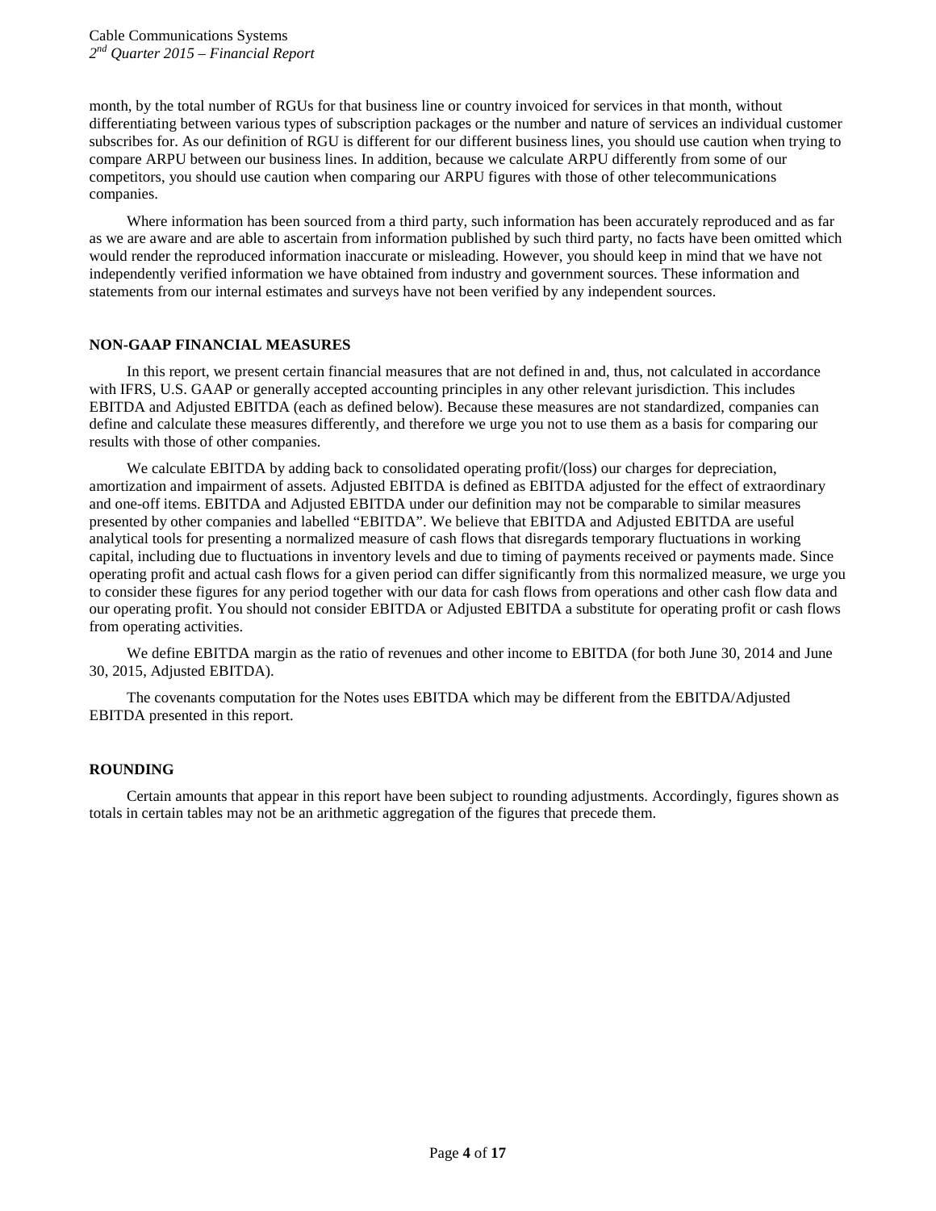month, by the total number of RGUs for that business line or country invoiced for services in that month, without differentiating between various types of subscription packages or the number and nature of services an individual customer subscribes for. As our definition of RGU is different for our different business lines, you should use caution when trying to compare ARPU between our business lines. In addition, because we calculate ARPU differently from some of our competitors, you should use caution when comparing our ARPU figures with those of other telecommunications companies.

Where information has been sourced from a third party, such information has been accurately reproduced and as far as we are aware and are able to ascertain from information published by such third party, no facts have been omitted which would render the reproduced information inaccurate or misleading. However, you should keep in mind that we have not independently verified information we have obtained from industry and government sources. These information and statements from our internal estimates and surveys have not been verified by any independent sources.

## NON-GAAP FINANCIAL MEASURES

In this report, we present certain financial measures that are not defined in and, thus, not calculated in accordance with IFRS, U.S. GAAP or generally accepted accounting principles in any other relevant jurisdiction. This includes EBITDA and Adjusted EBITDA (each as defined below). Because these measures are not standardized, companies can define and calculate these measures differently, and therefore we urge you not to use them as a basis for comparing our results with those of other companies.

We calculate EBITDA by adding back to consolidated operating profit/(loss) our charges for depreciation, amortization and impairment of assets. Adjusted EBITDA is defined as EBITDA adjusted for the effect of extraordinary and one-off items. EBITDA and Adjusted EBITDA under our definition may not be comparable to similar measures presented by other companies and labelled "EBITDA". We believe that EBITDA and Adjusted EBITDA are useful analytical tools for presenting a normalized measure of cash flows that disregards temporary fluctuations in working capital, including due to fluctuations in inventory levels and due to timing of payments received or payments made. Since operating profit and actual cash flows for a given period can differ significantly from this normalized measure, we urge you to consider these figures for any period together with our data for cash flows from operations and other cash flow data and our operating profit. You should not consider EBITDA or Adjusted EBITDA a substitute for operating profit or cash flows from operating activities.

We define EBITDA margin as the ratio of revenues and other income to EBITDA (for both June 30, 2014 and June 30, 2015, Adjusted EBITDA).

The covenants computation for the Notes uses EBITDA which may be different from the EBITDA/Adjusted EBITDA presented in this report.

## ROUNDING

Certain amounts that appear in this report have been subject to rounding adjustments. Accordingly, figures shown as totals in certain tables may not be an arithmetic aggregation of the figures that precede them.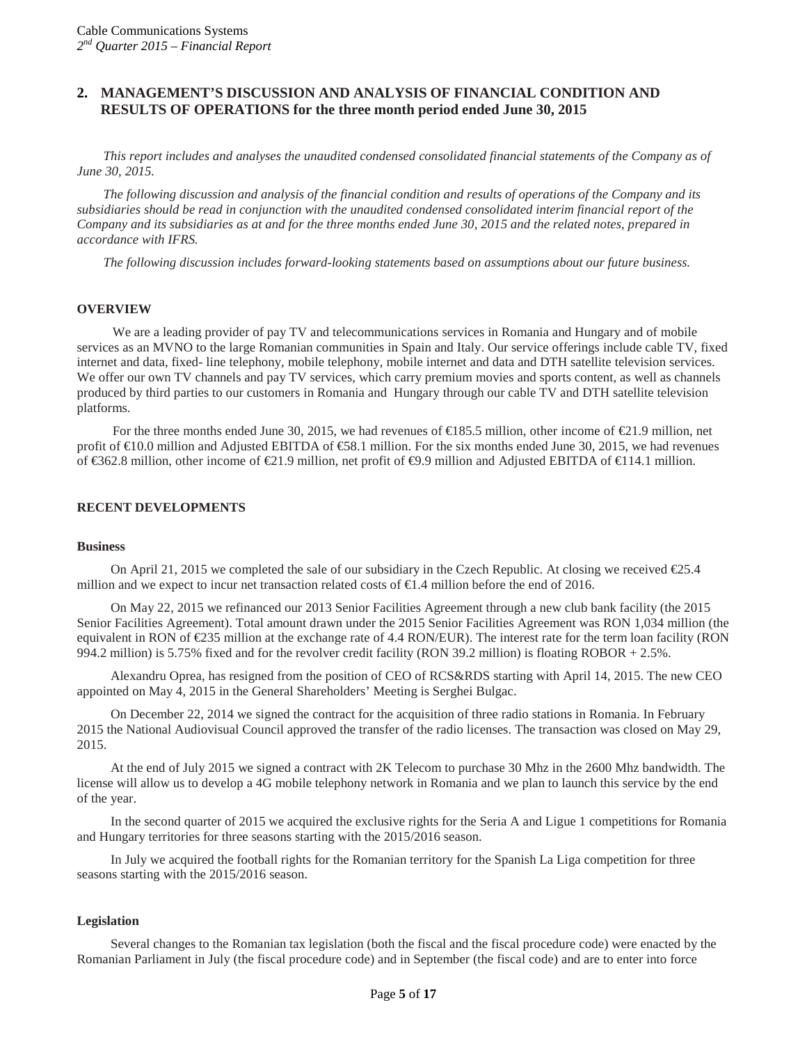## 2. MANAGEMENT'S DISCUSSION AND ANALYSIS OF FINANCIAL CONDITION AND RESULTS OF OPERATIONS for the three month period ended June 30, 2015

*This report includes and analyses the unaudited condensed consolidated financial statements of the Company as of June 30, 2015.*

*The following discussion and analysis of the financial condition and results of operations of the Company and its subsidiaries should be read in conjunction with the unaudited condensed consolidated interim financial report of the Company and its subsidiaries as at and for the three months ended June 30, 2015 and the related notes, prepared in accordance with IFRS.*

*The following discussion includes forward-looking statements based on assumptions about our future business.*

### OVERVIEW

We are a leading provider of pay TV and telecommunications services in Romania and Hungary and of mobile services as an MVNO to the large Romanian communities in Spain and Italy. Our service offerings include cable TV, fixed internet and data, fixed- line telephony, mobile telephony, mobile internet and data and DTH satellite television services. We offer our own TV channels and pay TV services, which carry premium movies and sports content, as well as channels produced by third parties to our customers in Romania and Hungary through our cable TV and DTH satellite television platforms.

For the three months ended June 30, 2015, we had revenues of €185.5 million, other income of €21.9 million, net profit of €10.0 million and Adjusted EBITDA of €58.1 million. For the six months ended June 30, 2015, we had revenues of €362.8 million, other income of €21.9 million, net profit of €9.9 million and Adjusted EBITDA of €114.1 million.

### RECENT DEVELOPMENTS

#### Business

On April 21, 2015 we completed the sale of our subsidiary in the Czech Republic. At closing we received €25.4 million and we expect to incur net transaction related costs of €1.4 million before the end of 2016.

On May 22, 2015 we refinanced our 2013 Senior Facilities Agreement through a new club bank facility (the 2015 Senior Facilities Agreement). Total amount drawn under the 2015 Senior Facilities Agreement was RON 1,034 million (the equivalent in RON of €235 million at the exchange rate of 4.4 RON/EUR). The interest rate for the term loan facility (RON 994.2 million) is 5.75% fixed and for the revolver credit facility (RON 39.2 million) is floating ROBOR + 2.5%.

Alexandru Oprea, has resigned from the position of CEO of RCS&RDS starting with April 14, 2015. The new CEO appointed on May 4, 2015 in the General Shareholders' Meeting is Serghei Bulgac.

On December 22, 2014 we signed the contract for the acquisition of three radio stations in Romania. In February 2015 the National Audiovisual Council approved the transfer of the radio licenses. The transaction was closed on May 29, 2015.

At the end of July 2015 we signed a contract with 2K Telecom to purchase 30 Mhz in the 2600 Mhz bandwidth. The license will allow us to develop a 4G mobile telephony network in Romania and we plan to launch this service by the end of the year.

In the second quarter of 2015 we acquired the exclusive rights for the Seria A and Ligue 1 competitions for Romania and Hungary territories for three seasons starting with the 2015/2016 season.

In July we acquired the football rights for the Romanian territory for the Spanish La Liga competition for three seasons starting with the 2015/2016 season.

#### Legislation

Several changes to the Romanian tax legislation (both the fiscal and the fiscal procedure code) were enacted by the Romanian Parliament in July (the fiscal procedure code) and in September (the fiscal code) and are to enter into force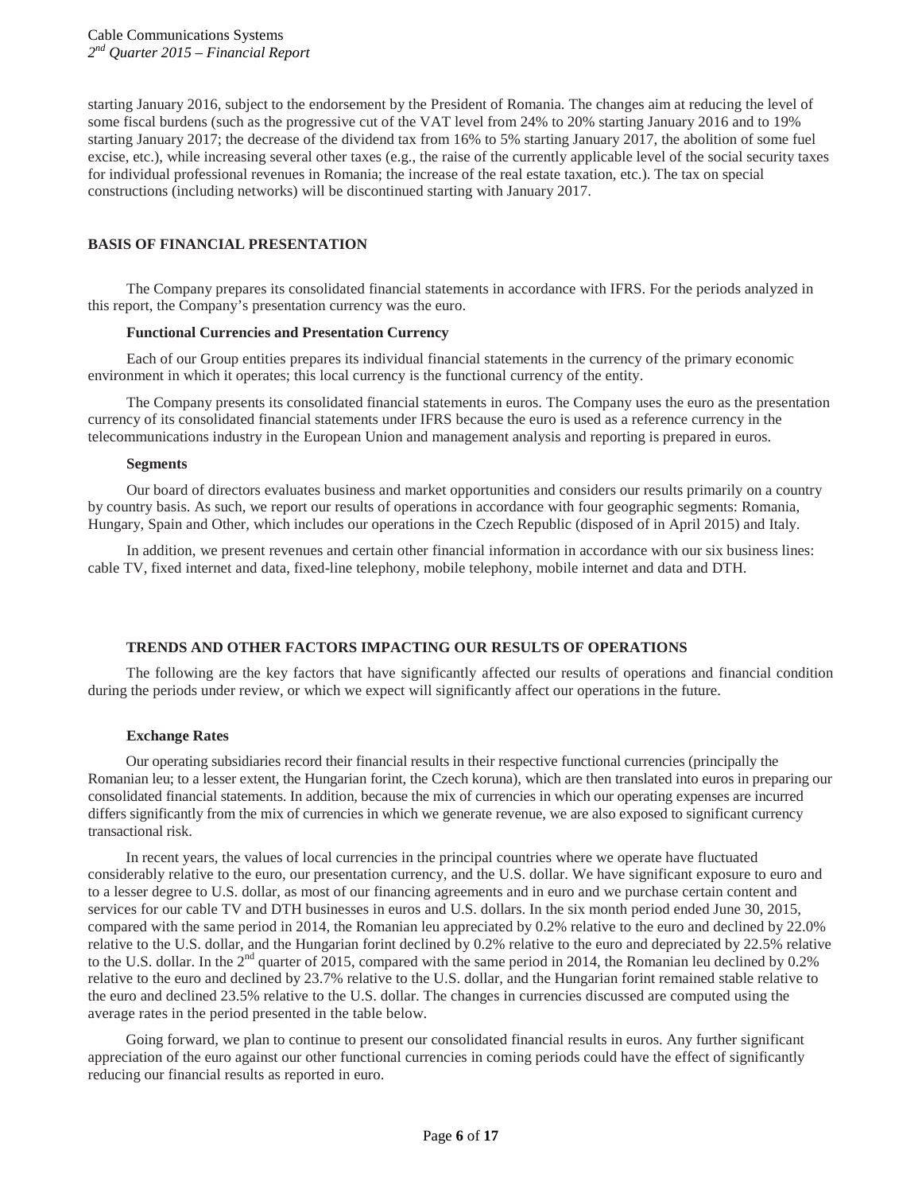starting January 2016, subject to the endorsement by the President of Romania. The changes aim at reducing the level of some fiscal burdens (such as the progressive cut of the VAT level from 24% to 20% starting January 2016 and to 19% starting January 2017; the decrease of the dividend tax from 16% to 5% starting January 2017, the abolition of some fuel excise, etc.), while increasing several other taxes (e.g., the raise of the currently applicable level of the social security taxes for individual professional revenues in Romania; the increase of the real estate taxation, etc.). The tax on special constructions (including networks) will be discontinued starting with January 2017.

## BASIS OF FINANCIAL PRESENTATION

The Company prepares its consolidated financial statements in accordance with IFRS. For the periods analyzed in this report, the Company's presentation currency was the euro.

### Functional Currencies and Presentation Currency

Each of our Group entities prepares its individual financial statements in the currency of the primary economic environment in which it operates; this local currency is the functional currency of the entity.

The Company presents its consolidated financial statements in euros. The Company uses the euro as the presentation currency of its consolidated financial statements under IFRS because the euro is used as a reference currency in the telecommunications industry in the European Union and management analysis and reporting is prepared in euros.

### Segments

Our board of directors evaluates business and market opportunities and considers our results primarily on a country by country basis. As such, we report our results of operations in accordance with four geographic segments: Romania, Hungary, Spain and Other, which includes our operations in the Czech Republic (disposed of in April 2015) and Italy.

In addition, we present revenues and certain other financial information in accordance with our six business lines: cable TV, fixed internet and data, fixed-line telephony, mobile telephony, mobile internet and data and DTH.

## TRENDS AND OTHER FACTORS IMPACTING OUR RESULTS OF OPERATIONS

The following are the key factors that have significantly affected our results of operations and financial condition during the periods under review, or which we expect will significantly affect our operations in the future.

### Exchange Rates

Our operating subsidiaries record their financial results in their respective functional currencies (principally the Romanian leu; to a lesser extent, the Hungarian forint, the Czech koruna), which are then translated into euros in preparing our consolidated financial statements. In addition, because the mix of currencies in which our operating expenses are incurred differs significantly from the mix of currencies in which we generate revenue, we are also exposed to significant currency transactional risk.

In recent years, the values of local currencies in the principal countries where we operate have fluctuated considerably relative to the euro, our presentation currency, and the U.S. dollar. We have significant exposure to euro and to a lesser degree to U.S. dollar, as most of our financing agreements and in euro and we purchase certain content and services for our cable TV and DTH businesses in euros and U.S. dollars. In the six month period ended June 30, 2015, compared with the same period in 2014, the Romanian leu appreciated by 0.2% relative to the euro and declined by 22.0% relative to the U.S. dollar, and the Hungarian forint declined by 0.2% relative to the euro and depreciated by 22.5% relative to the U.S. dollar. In the 2nd quarter of 2015, compared with the same period in 2014, the Romanian leu declined by 0.2% relative to the euro and declined by 23.7% relative to the U.S. dollar, and the Hungarian forint remained stable relative to the euro and declined 23.5% relative to the U.S. dollar. The changes in currencies discussed are computed using the average rates in the period presented in the table below.

Going forward, we plan to continue to present our consolidated financial results in euros. Any further significant appreciation of the euro against our other functional currencies in coming periods could have the effect of significantly reducing our financial results as reported in euro.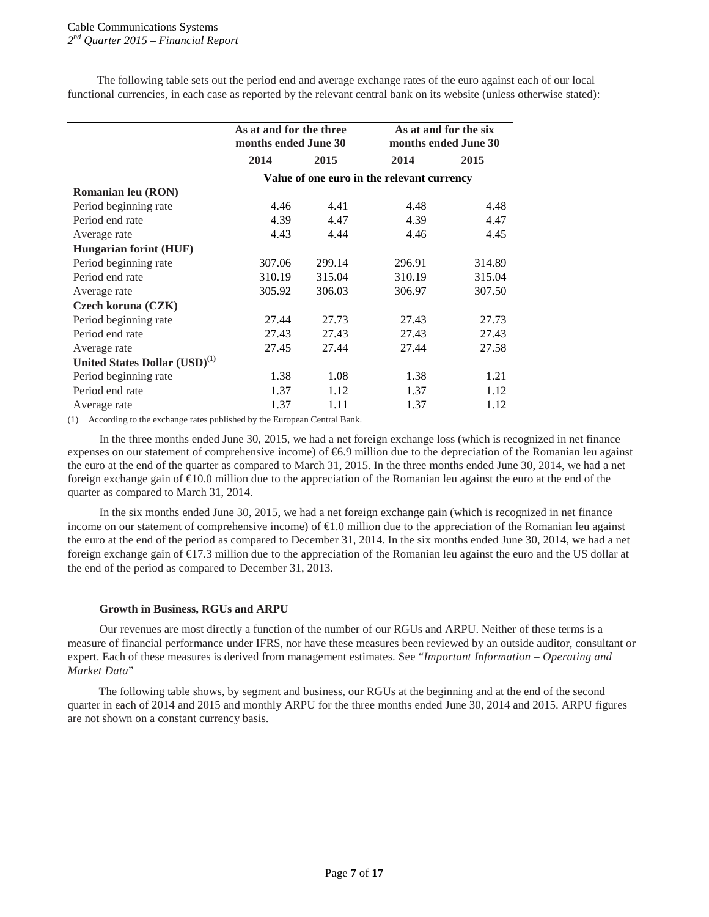The following table sets out the period end and average exchange rates of the euro against each of our local functional currencies, in each case as reported by the relevant central bank on its website (unless otherwise stated):

| | As at and for the three months ended June 30 | | As at and for the six months ended June 30 | |
|---|---|---|---|---|
| | 2014 | 2015 | 2014 | 2015 |
| | Value of one euro in the relevant currency | | | |
| **Romanian leu (RON)** | | | | |
| Period beginning rate | 4.46 | 4.41 | 4.48 | 4.48 |
| Period end rate | 4.39 | 4.47 | 4.39 | 4.47 |
| Average rate | 4.43 | 4.44 | 4.46 | 4.45 |
| **Hungarian forint (HUF)** | | | | |
| Period beginning rate | 307.06 | 299.14 | 296.91 | 314.89 |
| Period end rate | 310.19 | 315.04 | 310.19 | 315.04 |
| Average rate | 305.92 | 306.03 | 306.97 | 307.50 |
| **Czech koruna (CZK)** | | | | |
| Period beginning rate | 27.44 | 27.73 | 27.43 | 27.73 |
| Period end rate | 27.43 | 27.43 | 27.43 | 27.43 |
| Average rate | 27.45 | 27.44 | 27.44 | 27.58 |
| **United States Dollar (USD)[(1)]** | | | | |
| Period beginning rate | 1.38 | 1.08 | 1.38 | 1.21 |
| Period end rate | 1.37 | 1.12 | 1.37 | 1.12 |
| Average rate | 1.37 | 1.11 | 1.37 | 1.12 |

(1) According to the exchange rates published by the European Central Bank.

In the three months ended June 30, 2015, we had a net foreign exchange loss (which is recognized in net finance expenses on our statement of comprehensive income) of €6.9 million due to the depreciation of the Romanian leu against the euro at the end of the quarter as compared to March 31, 2015. In the three months ended June 30, 2014, we had a net foreign exchange gain of €10.0 million due to the appreciation of the Romanian leu against the euro at the end of the quarter as compared to March 31, 2014.

In the six months ended June 30, 2015, we had a net foreign exchange gain (which is recognized in net finance income on our statement of comprehensive income) of €1.0 million due to the appreciation of the Romanian leu against the euro at the end of the period as compared to December 31, 2014. In the six months ended June 30, 2014, we had a net foreign exchange gain of €17.3 million due to the appreciation of the Romanian leu against the euro and the US dollar at the end of the period as compared to December 31, 2013.

#### Growth in Business, RGUs and ARPU

Our revenues are most directly a function of the number of our RGUs and ARPU. Neither of these terms is a measure of financial performance under IFRS, nor have these measures been reviewed by an outside auditor, consultant or expert. Each of these measures is derived from management estimates. See "*Important Information – Operating and Market Data*"

The following table shows, by segment and business, our RGUs at the beginning and at the end of the second quarter in each of 2014 and 2015 and monthly ARPU for the three months ended June 30, 2014 and 2015. ARPU figures are not shown on a constant currency basis.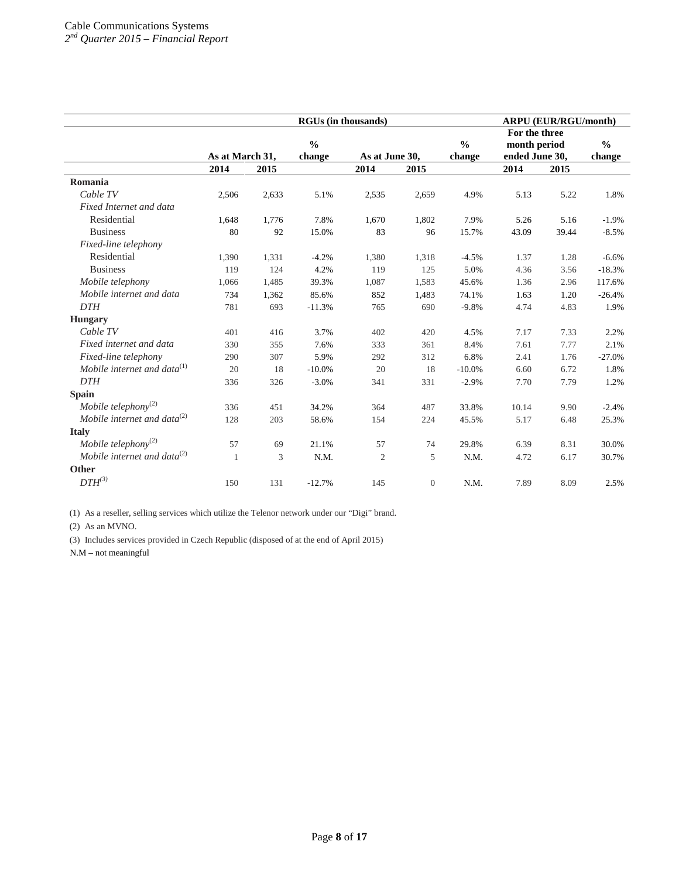| | RGUs (in thousands) | | | | | | ARPU (EUR/RGU/month) | | |
|---|---|---|---|---|---|---|---|---|---|
| | As at March 31, | | % change | As at June 30, | | % change | For the three month period ended June 30, | | % change |
| | 2014 | 2015 | | 2014 | 2015 | | 2014 | 2015 | |
| **Romania** | | | | | | | | | |
| *Cable TV* | 2,506 | 2,633 | 5.1% | 2,535 | 2,659 | 4.9% | 5.13 | 5.22 | 1.8% |
| *Fixed Internet and data* | | | | | | | | | |
| Residential | 1,648 | 1,776 | 7.8% | 1,670 | 1,802 | 7.9% | 5.26 | 5.16 | -1.9% |
| Business | 80 | 92 | 15.0% | 83 | 96 | 15.7% | 43.09 | 39.44 | -8.5% |
| *Fixed-line telephony* | | | | | | | | | |
| Residential | 1,390 | 1,331 | -4.2% | 1,380 | 1,318 | -4.5% | 1.37 | 1.28 | -6.6% |
| Business | 119 | 124 | 4.2% | 119 | 125 | 5.0% | 4.36 | 3.56 | -18.3% |
| *Mobile telephony* | 1,066 | 1,485 | 39.3% | 1,087 | 1,583 | 45.6% | 1.36 | 2.96 | 117.6% |
| *Mobile internet and data* | 734 | 1,362 | 85.6% | 852 | 1,483 | 74.1% | 1.63 | 1.20 | -26.4% |
| *DTH* | 781 | 693 | -11.3% | 765 | 690 | -9.8% | 4.74 | 4.83 | 1.9% |
| **Hungary** | | | | | | | | | |
| *Cable TV* | 401 | 416 | 3.7% | 402 | 420 | 4.5% | 7.17 | 7.33 | 2.2% |
| *Fixed internet and data* | 330 | 355 | 7.6% | 333 | 361 | 8.4% | 7.61 | 7.77 | 2.1% |
| *Fixed-line telephony* | 290 | 307 | 5.9% | 292 | 312 | 6.8% | 2.41 | 1.76 | -27.0% |
| *Mobile internet and data*(1) | 20 | 18 | -10.0% | 20 | 18 | -10.0% | 6.60 | 6.72 | 1.8% |
| *DTH* | 336 | 326 | -3.0% | 341 | 331 | -2.9% | 7.70 | 7.79 | 1.2% |
| **Spain** | | | | | | | | | |
| *Mobile telephony*(2) | 336 | 451 | 34.2% | 364 | 487 | 33.8% | 10.14 | 9.90 | -2.4% |
| *Mobile internet and data*(2) | 128 | 203 | 58.6% | 154 | 224 | 45.5% | 5.17 | 6.48 | 25.3% |
| **Italy** | | | | | | | | | |
| *Mobile telephony*(2) | 57 | 69 | 21.1% | 57 | 74 | 29.8% | 6.39 | 8.31 | 30.0% |
| *Mobile internet and data*(2) | 1 | 3 | N.M. | 2 | 5 | N.M. | 4.72 | 6.17 | 30.7% |
| **Other** | | | | | | | | | |
| *DTH*(3) | 150 | 131 | -12.7% | 145 | 0 | N.M. | 7.89 | 8.09 | 2.5% |

(1) As a reseller, selling services which utilize the Telenor network under our "Digi" brand.

(2) As an MVNO.

(3) Includes services provided in Czech Republic (disposed of at the end of April 2015)

N.M – not meaningful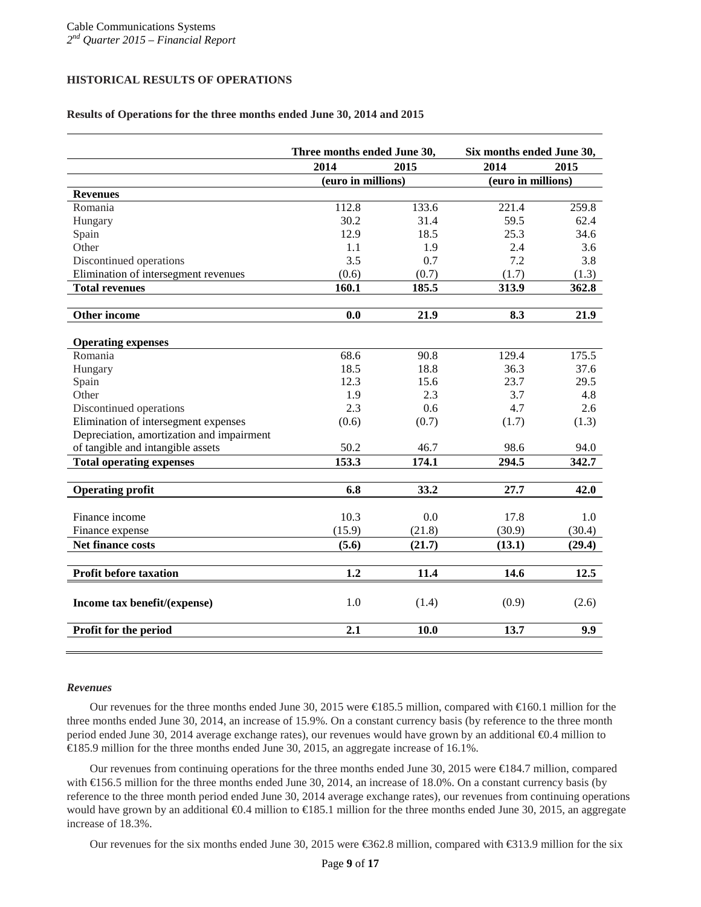## HISTORICAL RESULTS OF OPERATIONS

### Results of Operations for the three months ended June 30, 2014 and 2015

| | Three months ended June 30, | | Six months ended June 30, | |
|---|---|---|---|---|
| | 2014 | 2015 | 2014 | 2015 |
| | (euro in millions) | | (euro in millions) | |
| **Revenues** | | | | |
| Romania | 112.8 | 133.6 | 221.4 | 259.8 |
| Hungary | 30.2 | 31.4 | 59.5 | 62.4 |
| Spain | 12.9 | 18.5 | 25.3 | 34.6 |
| Other | 1.1 | 1.9 | 2.4 | 3.6 |
| Discontinued operations | 3.5 | 0.7 | 7.2 | 3.8 |
| Elimination of intersegment revenues | (0.6) | (0.7) | (1.7) | (1.3) |
| **Total revenues** | **160.1** | **185.5** | **313.9** | **362.8** |
| **Other income** | **0.0** | **21.9** | **8.3** | **21.9** |
| **Operating expenses** | | | | |
| Romania | 68.6 | 90.8 | 129.4 | 175.5 |
| Hungary | 18.5 | 18.8 | 36.3 | 37.6 |
| Spain | 12.3 | 15.6 | 23.7 | 29.5 |
| Other | 1.9 | 2.3 | 3.7 | 4.8 |
| Discontinued operations | 2.3 | 0.6 | 4.7 | 2.6 |
| Elimination of intersegment expenses | (0.6) | (0.7) | (1.7) | (1.3) |
| Depreciation, amortization and impairment of tangible and intangible assets | 50.2 | 46.7 | 98.6 | 94.0 |
| **Total operating expenses** | **153.3** | **174.1** | **294.5** | **342.7** |
| **Operating profit** | **6.8** | **33.2** | **27.7** | **42.0** |
| Finance income | 10.3 | 0.0 | 17.8 | 1.0 |
| Finance expense | (15.9) | (21.8) | (30.9) | (30.4) |
| **Net finance costs** | **(5.6)** | **(21.7)** | **(13.1)** | **(29.4)** |
| **Profit before taxation** | **1.2** | **11.4** | **14.6** | **12.5** |
| **Income tax benefit/(expense)** | 1.0 | (1.4) | (0.9) | (2.6) |
| **Profit for the period** | **2.1** | **10.0** | **13.7** | **9.9** |

*Revenues*

Our revenues for the three months ended June 30, 2015 were €185.5 million, compared with €160.1 million for the three months ended June 30, 2014, an increase of 15.9%. On a constant currency basis (by reference to the three month period ended June 30, 2014 average exchange rates), our revenues would have grown by an additional €0.4 million to €185.9 million for the three months ended June 30, 2015, an aggregate increase of 16.1%.

Our revenues from continuing operations for the three months ended June 30, 2015 were €184.7 million, compared with €156.5 million for the three months ended June 30, 2014, an increase of 18.0%. On a constant currency basis (by reference to the three month period ended June 30, 2014 average exchange rates), our revenues from continuing operations would have grown by an additional €0.4 million to €185.1 million for the three months ended June 30, 2015, an aggregate increase of 18.3%.

Our revenues for the six months ended June 30, 2015 were €362.8 million, compared with €313.9 million for the six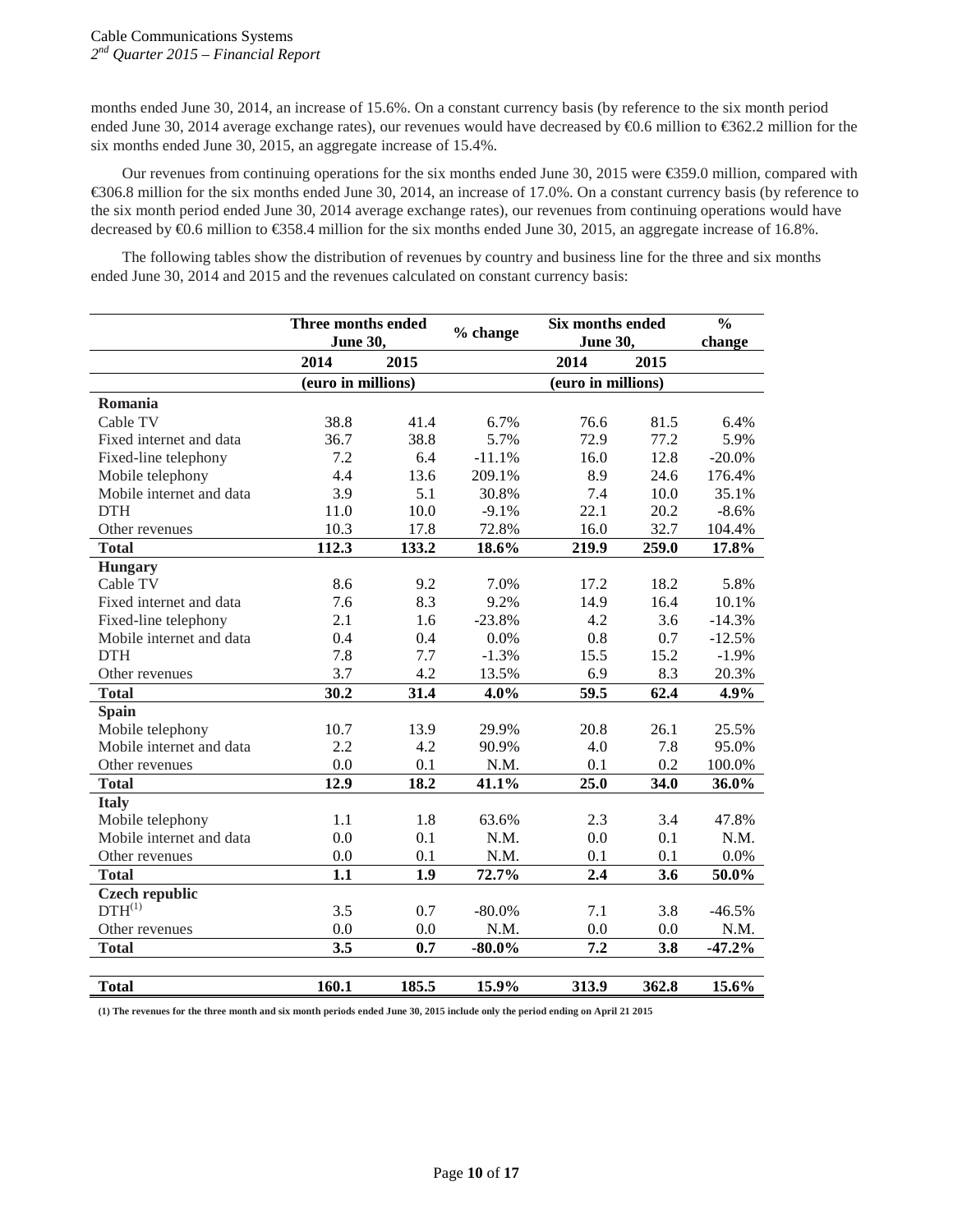months ended June 30, 2014, an increase of 15.6%. On a constant currency basis (by reference to the six month period ended June 30, 2014 average exchange rates), our revenues would have decreased by €0.6 million to €362.2 million for the six months ended June 30, 2015, an aggregate increase of 15.4%.

Our revenues from continuing operations for the six months ended June 30, 2015 were €359.0 million, compared with €306.8 million for the six months ended June 30, 2014, an increase of 17.0%. On a constant currency basis (by reference to the six month period ended June 30, 2014 average exchange rates), our revenues from continuing operations would have decreased by €0.6 million to €358.4 million for the six months ended June 30, 2015, an aggregate increase of 16.8%.

The following tables show the distribution of revenues by country and business line for the three and six months ended June 30, 2014 and 2015 and the revenues calculated on constant currency basis:

| | Three months ended June 30, | | % change | Six months ended June 30, | | % change |
|---|---|---|---|---|---|---|
| | 2014 | 2015 | | 2014 | 2015 | |
| | (euro in millions) | | | (euro in millions) | | |
| **Romania** | | | | | | |
| Cable TV | 38.8 | 41.4 | 6.7% | 76.6 | 81.5 | 6.4% |
| Fixed internet and data | 36.7 | 38.8 | 5.7% | 72.9 | 77.2 | 5.9% |
| Fixed-line telephony | 7.2 | 6.4 | -11.1% | 16.0 | 12.8 | -20.0% |
| Mobile telephony | 4.4 | 13.6 | 209.1% | 8.9 | 24.6 | 176.4% |
| Mobile internet and data | 3.9 | 5.1 | 30.8% | 7.4 | 10.0 | 35.1% |
| DTH | 11.0 | 10.0 | -9.1% | 22.1 | 20.2 | -8.6% |
| Other revenues | 10.3 | 17.8 | 72.8% | 16.0 | 32.7 | 104.4% |
| **Total** | **112.3** | **133.2** | **18.6%** | **219.9** | **259.0** | **17.8%** |
| **Hungary** | | | | | | |
| Cable TV | 8.6 | 9.2 | 7.0% | 17.2 | 18.2 | 5.8% |
| Fixed internet and data | 7.6 | 8.3 | 9.2% | 14.9 | 16.4 | 10.1% |
| Fixed-line telephony | 2.1 | 1.6 | -23.8% | 4.2 | 3.6 | -14.3% |
| Mobile internet and data | 0.4 | 0.4 | 0.0% | 0.8 | 0.7 | -12.5% |
| DTH | 7.8 | 7.7 | -1.3% | 15.5 | 15.2 | -1.9% |
| Other revenues | 3.7 | 4.2 | 13.5% | 6.9 | 8.3 | 20.3% |
| **Total** | **30.2** | **31.4** | **4.0%** | **59.5** | **62.4** | **4.9%** |
| **Spain** | | | | | | |
| Mobile telephony | 10.7 | 13.9 | 29.9% | 20.8 | 26.1 | 25.5% |
| Mobile internet and data | 2.2 | 4.2 | 90.9% | 4.0 | 7.8 | 95.0% |
| Other revenues | 0.0 | 0.1 | N.M. | 0.1 | 0.2 | 100.0% |
| **Total** | **12.9** | **18.2** | **41.1%** | **25.0** | **34.0** | **36.0%** |
| **Italy** | | | | | | |
| Mobile telephony | 1.1 | 1.8 | 63.6% | 2.3 | 3.4 | 47.8% |
| Mobile internet and data | 0.0 | 0.1 | N.M. | 0.0 | 0.1 | N.M. |
| Other revenues | 0.0 | 0.1 | N.M. | 0.1 | 0.1 | 0.0% |
| **Total** | **1.1** | **1.9** | **72.7%** | **2.4** | **3.6** | **50.0%** |
| **Czech republic** | | | | | | |
| DTH[(1)] | 3.5 | 0.7 | -80.0% | 7.1 | 3.8 | -46.5% |
| Other revenues | 0.0 | 0.0 | N.M. | 0.0 | 0.0 | N.M. |
| **Total** | **3.5** | **0.7** | **-80.0%** | **7.2** | **3.8** | **-47.2%** |
| **Total** | **160.1** | **185.5** | **15.9%** | **313.9** | **362.8** | **15.6%** |

**(1) The revenues for the three month and six month periods ended June 30, 2015 include only the period ending on April 21 2015**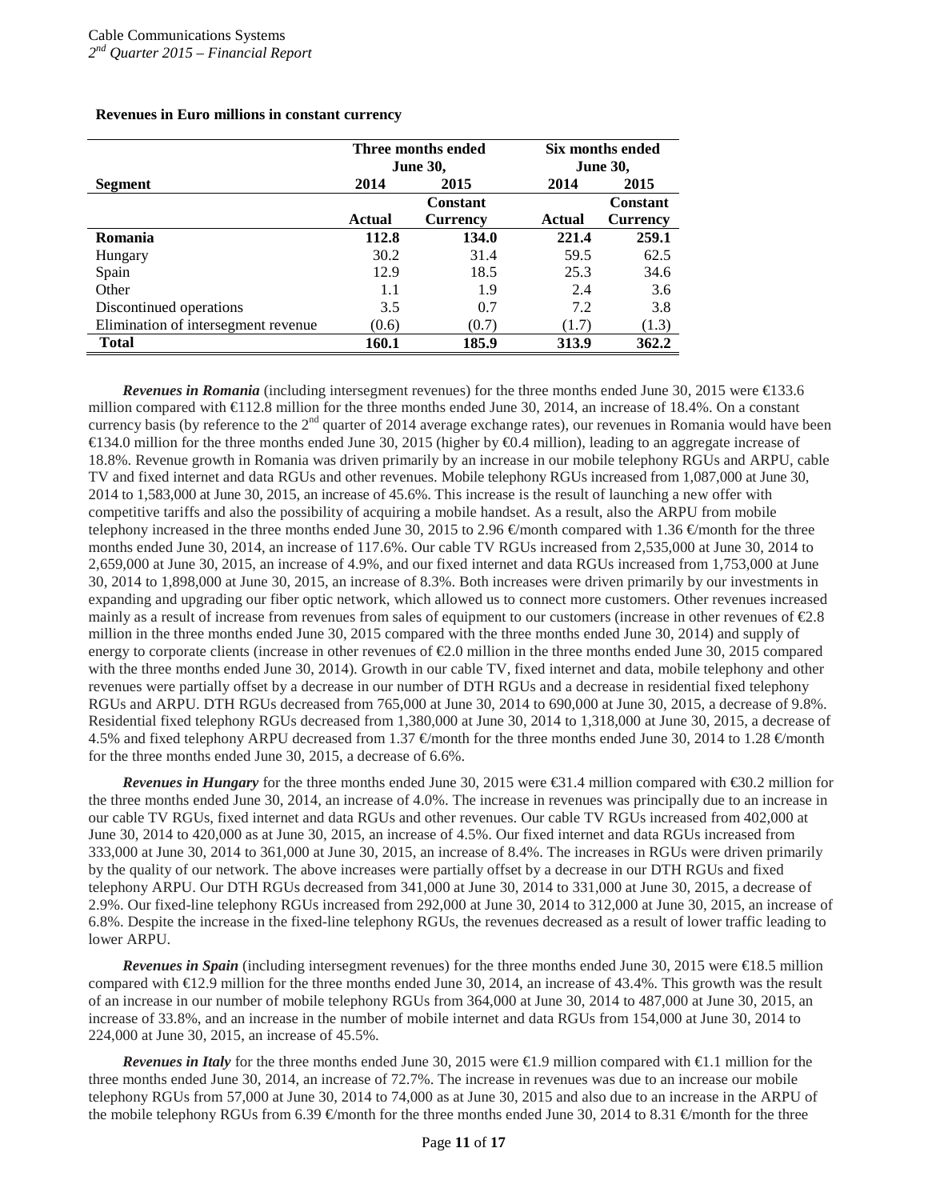**Revenues in Euro millions in constant currency**

| Segment | Three months ended June 30, | | Six months ended June 30, | |
|---|---|---|---|---|
| | 2014 | 2015 | 2014 | 2015 |
| | Actual | Constant Currency | Actual | Constant Currency |
| **Romania** | **112.8** | **134.0** | **221.4** | **259.1** |
| Hungary | 30.2 | 31.4 | 59.5 | 62.5 |
| Spain | 12.9 | 18.5 | 25.3 | 34.6 |
| Other | 1.1 | 1.9 | 2.4 | 3.6 |
| Discontinued operations | 3.5 | 0.7 | 7.2 | 3.8 |
| Elimination of intersegment revenue | (0.6) | (0.7) | (1.7) | (1.3) |
| **Total** | **160.1** | **185.9** | **313.9** | **362.2** |

***Revenues in Romania*** (including intersegment revenues) for the three months ended June 30, 2015 were €133.6 million compared with €112.8 million for the three months ended June 30, 2014, an increase of 18.4%. On a constant currency basis (by reference to the 2nd quarter of 2014 average exchange rates), our revenues in Romania would have been €134.0 million for the three months ended June 30, 2015 (higher by €0.4 million), leading to an aggregate increase of 18.8%. Revenue growth in Romania was driven primarily by an increase in our mobile telephony RGUs and ARPU, cable TV and fixed internet and data RGUs and other revenues. Mobile telephony RGUs increased from 1,087,000 at June 30, 2014 to 1,583,000 at June 30, 2015, an increase of 45.6%. This increase is the result of launching a new offer with competitive tariffs and also the possibility of acquiring a mobile handset. As a result, also the ARPU from mobile telephony increased in the three months ended June 30, 2015 to 2.96 €/month compared with 1.36 €/month for the three months ended June 30, 2014, an increase of 117.6%. Our cable TV RGUs increased from 2,535,000 at June 30, 2014 to 2,659,000 at June 30, 2015, an increase of 4.9%, and our fixed internet and data RGUs increased from 1,753,000 at June 30, 2014 to 1,898,000 at June 30, 2015, an increase of 8.3%. Both increases were driven primarily by our investments in expanding and upgrading our fiber optic network, which allowed us to connect more customers. Other revenues increased mainly as a result of increase from revenues from sales of equipment to our customers (increase in other revenues of €2.8 million in the three months ended June 30, 2015 compared with the three months ended June 30, 2014) and supply of energy to corporate clients (increase in other revenues of €2.0 million in the three months ended June 30, 2015 compared with the three months ended June 30, 2014). Growth in our cable TV, fixed internet and data, mobile telephony and other revenues were partially offset by a decrease in our number of DTH RGUs and a decrease in residential fixed telephony RGUs and ARPU. DTH RGUs decreased from 765,000 at June 30, 2014 to 690,000 at June 30, 2015, a decrease of 9.8%. Residential fixed telephony RGUs decreased from 1,380,000 at June 30, 2014 to 1,318,000 at June 30, 2015, a decrease of 4.5% and fixed telephony ARPU decreased from 1.37 €/month for the three months ended June 30, 2014 to 1.28 €/month for the three months ended June 30, 2015, a decrease of 6.6%.

***Revenues in Hungary*** for the three months ended June 30, 2015 were €31.4 million compared with €30.2 million for the three months ended June 30, 2014, an increase of 4.0%. The increase in revenues was principally due to an increase in our cable TV RGUs, fixed internet and data RGUs and other revenues. Our cable TV RGUs increased from 402,000 at June 30, 2014 to 420,000 as at June 30, 2015, an increase of 4.5%. Our fixed internet and data RGUs increased from 333,000 at June 30, 2014 to 361,000 at June 30, 2015, an increase of 8.4%. The increases in RGUs were driven primarily by the quality of our network. The above increases were partially offset by a decrease in our DTH RGUs and fixed telephony ARPU. Our DTH RGUs decreased from 341,000 at June 30, 2014 to 331,000 at June 30, 2015, a decrease of 2.9%. Our fixed-line telephony RGUs increased from 292,000 at June 30, 2014 to 312,000 at June 30, 2015, an increase of 6.8%. Despite the increase in the fixed-line telephony RGUs, the revenues decreased as a result of lower traffic leading to lower ARPU.

***Revenues in Spain*** (including intersegment revenues) for the three months ended June 30, 2015 were €18.5 million compared with €12.9 million for the three months ended June 30, 2014, an increase of 43.4%. This growth was the result of an increase in our number of mobile telephony RGUs from 364,000 at June 30, 2014 to 487,000 at June 30, 2015, an increase of 33.8%, and an increase in the number of mobile internet and data RGUs from 154,000 at June 30, 2014 to 224,000 at June 30, 2015, an increase of 45.5%.

***Revenues in Italy*** for the three months ended June 30, 2015 were €1.9 million compared with €1.1 million for the three months ended June 30, 2014, an increase of 72.7%. The increase in revenues was due to an increase our mobile telephony RGUs from 57,000 at June 30, 2014 to 74,000 as at June 30, 2015 and also due to an increase in the ARPU of the mobile telephony RGUs from 6.39 €/month for the three months ended June 30, 2014 to 8.31 €/month for the three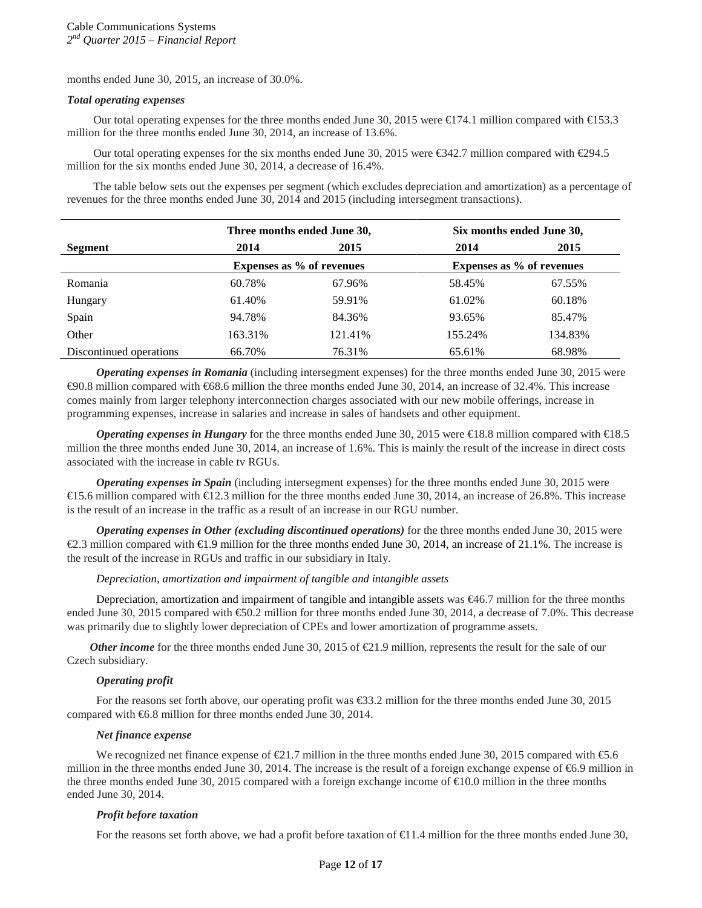months ended June 30, 2015, an increase of 30.0%.

***Total operating expenses***

Our total operating expenses for the three months ended June 30, 2015 were €174.1 million compared with €153.3 million for the three months ended June 30, 2014, an increase of 13.6%.

Our total operating expenses for the six months ended June 30, 2015 were €342.7 million compared with €294.5 million for the six months ended June 30, 2014, a decrease of 16.4%.

The table below sets out the expenses per segment (which excludes depreciation and amortization) as a percentage of revenues for the three months ended June 30, 2014 and 2015 (including intersegment transactions).

| | Three months ended June 30, | | Six months ended June 30, | |
|---|---|---|---|---|
| **Segment** | **2014** | **2015** | **2014** | **2015** |
| | **Expenses as % of revenues** | | **Expenses as % of revenues** | |
| Romania | 60.78% | 67.96% | 58.45% | 67.55% |
| Hungary | 61.40% | 59.91% | 61.02% | 60.18% |
| Spain | 94.78% | 84.36% | 93.65% | 85.47% |
| Other | 163.31% | 121.41% | 155.24% | 134.83% |
| Discontinued operations | 66.70% | 76.31% | 65.61% | 68.98% |

***Operating expenses in Romania*** (including intersegment expenses) for the three months ended June 30, 2015 were €90.8 million compared with €68.6 million the three months ended June 30, 2014, an increase of 32.4%. This increase comes mainly from larger telephony interconnection charges associated with our new mobile offerings, increase in programming expenses, increase in salaries and increase in sales of handsets and other equipment.

***Operating expenses in Hungary*** for the three months ended June 30, 2015 were €18.8 million compared with €18.5 million the three months ended June 30, 2014, an increase of 1.6%. This is mainly the result of the increase in direct costs associated with the increase in cable tv RGUs.

***Operating expenses in Spain*** (including intersegment expenses) for the three months ended June 30, 2015 were €15.6 million compared with €12.3 million for the three months ended June 30, 2014, an increase of 26.8%. This increase is the result of an increase in the traffic as a result of an increase in our RGU number.

***Operating expenses in Other (excluding discontinued operations)*** for the three months ended June 30, 2015 were €2.3 million compared with €1.9 million for the three months ended June 30, 2014, an increase of 21.1%. The increase is the result of the increase in RGUs and traffic in our subsidiary in Italy.

*Depreciation, amortization and impairment of tangible and intangible assets*

Depreciation, amortization and impairment of tangible and intangible assets was €46.7 million for the three months ended June 30, 2015 compared with €50.2 million for three months ended June 30, 2014, a decrease of 7.0%. This decrease was primarily due to slightly lower depreciation of CPEs and lower amortization of programme assets.

***Other income*** for the three months ended June 30, 2015 of €21.9 million, represents the result for the sale of our Czech subsidiary.

***Operating profit***

For the reasons set forth above, our operating profit was €33.2 million for the three months ended June 30, 2015 compared with €6.8 million for three months ended June 30, 2014.

***Net finance expense***

We recognized net finance expense of €21.7 million in the three months ended June 30, 2015 compared with €5.6 million in the three months ended June 30, 2014. The increase is the result of a foreign exchange expense of €6.9 million in the three months ended June 30, 2015 compared with a foreign exchange income of €10.0 million in the three months ended June 30, 2014.

***Profit before taxation***

For the reasons set forth above, we had a profit before taxation of €11.4 million for the three months ended June 30,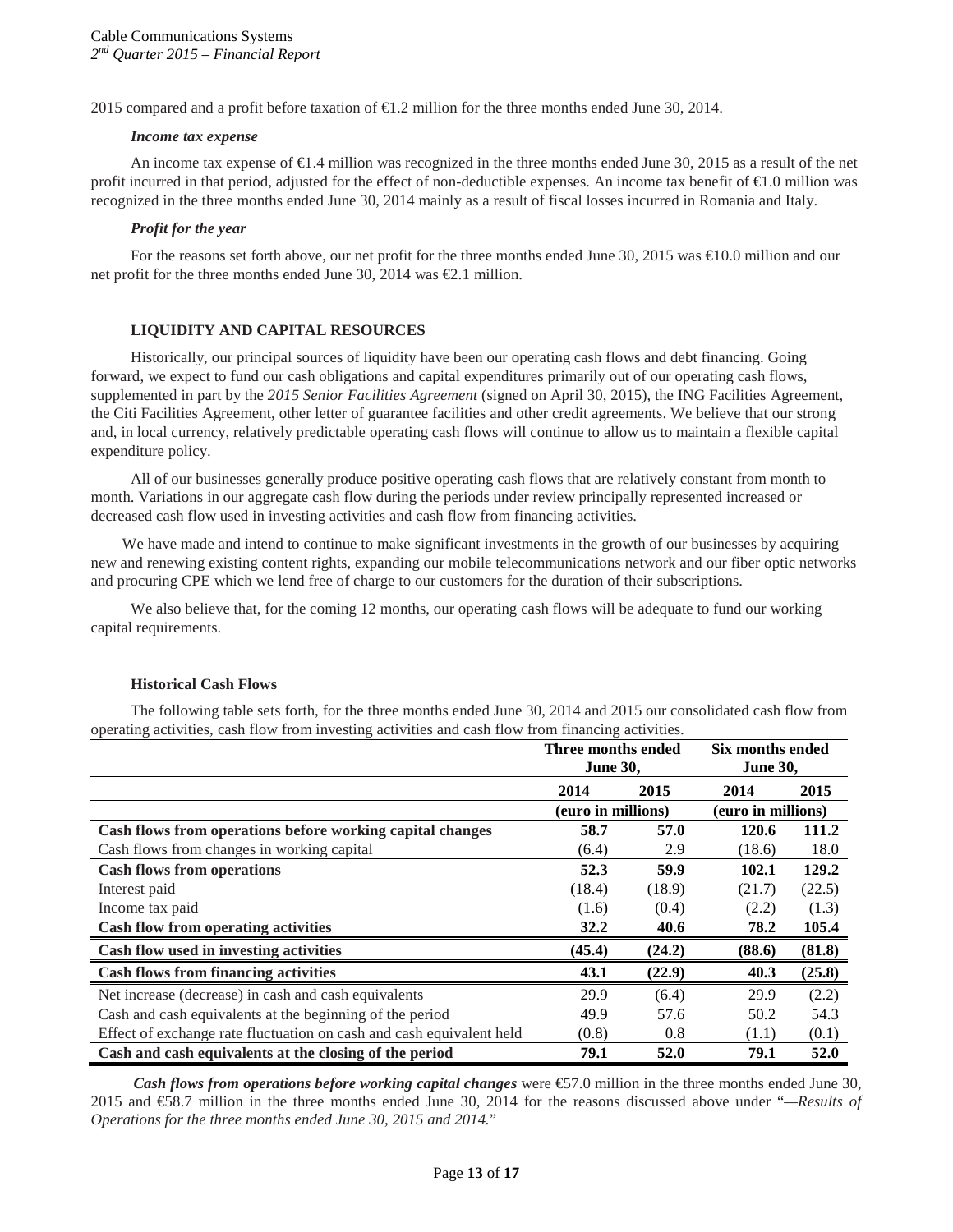2015 compared and a profit before taxation of €1.2 million for the three months ended June 30, 2014.

#### *Income tax expense*

An income tax expense of €1.4 million was recognized in the three months ended June 30, 2015 as a result of the net profit incurred in that period, adjusted for the effect of non-deductible expenses. An income tax benefit of €1.0 million was recognized in the three months ended June 30, 2014 mainly as a result of fiscal losses incurred in Romania and Italy.

#### *Profit for the year*

For the reasons set forth above, our net profit for the three months ended June 30, 2015 was €10.0 million and our net profit for the three months ended June 30, 2014 was €2.1 million.

## LIQUIDITY AND CAPITAL RESOURCES

Historically, our principal sources of liquidity have been our operating cash flows and debt financing. Going forward, we expect to fund our cash obligations and capital expenditures primarily out of our operating cash flows, supplemented in part by the *2015 Senior Facilities Agreement* (signed on April 30, 2015), the ING Facilities Agreement, the Citi Facilities Agreement, other letter of guarantee facilities and other credit agreements. We believe that our strong and, in local currency, relatively predictable operating cash flows will continue to allow us to maintain a flexible capital expenditure policy.

All of our businesses generally produce positive operating cash flows that are relatively constant from month to month. Variations in our aggregate cash flow during the periods under review principally represented increased or decreased cash flow used in investing activities and cash flow from financing activities.

We have made and intend to continue to make significant investments in the growth of our businesses by acquiring new and renewing existing content rights, expanding our mobile telecommunications network and our fiber optic networks and procuring CPE which we lend free of charge to our customers for the duration of their subscriptions.

We also believe that, for the coming 12 months, our operating cash flows will be adequate to fund our working capital requirements.

### Historical Cash Flows

The following table sets forth, for the three months ended June 30, 2014 and 2015 our consolidated cash flow from operating activities, cash flow from investing activities and cash flow from financing activities.

| | Three months ended June 30, | | Six months ended June 30, | |
|---|---|---|---|---|
| | 2014 | 2015 | 2014 | 2015 |
| | (euro in millions) | | (euro in millions) | |
| **Cash flows from operations before working capital changes** | **58.7** | **57.0** | **120.6** | **111.2** |
| Cash flows from changes in working capital | (6.4) | 2.9 | (18.6) | 18.0 |
| **Cash flows from operations** | **52.3** | **59.9** | **102.1** | **129.2** |
| Interest paid | (18.4) | (18.9) | (21.7) | (22.5) |
| Income tax paid | (1.6) | (0.4) | (2.2) | (1.3) |
| **Cash flow from operating activities** | **32.2** | **40.6** | **78.2** | **105.4** |
| **Cash flow used in investing activities** | **(45.4)** | **(24.2)** | **(88.6)** | **(81.8)** |
| **Cash flows from financing activities** | **43.1** | **(22.9)** | **40.3** | **(25.8)** |
| Net increase (decrease) in cash and cash equivalents | 29.9 | (6.4) | 29.9 | (2.2) |
| Cash and cash equivalents at the beginning of the period | 49.9 | 57.6 | 50.2 | 54.3 |
| Effect of exchange rate fluctuation on cash and cash equivalent held | (0.8) | 0.8 | (1.1) | (0.1) |
| **Cash and cash equivalents at the closing of the period** | **79.1** | **52.0** | **79.1** | **52.0** |

***Cash flows from operations before working capital changes*** were €57.0 million in the three months ended June 30, 2015 and €58.7 million in the three months ended June 30, 2014 for the reasons discussed above under "*—Results of Operations for the three months ended June 30, 2015 and 2014.*"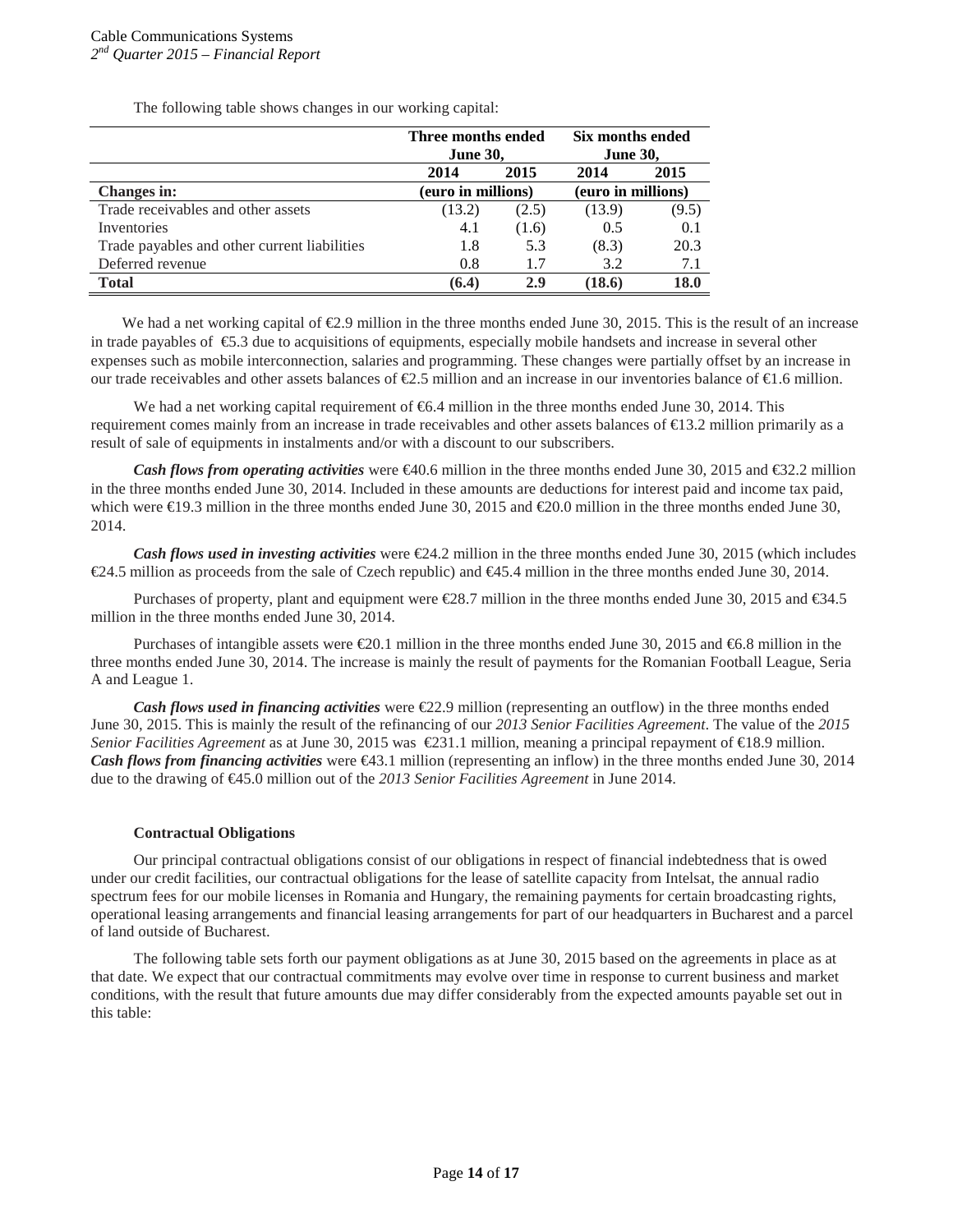The following table shows changes in our working capital:

| | Three months ended June 30, | | Six months ended June 30, | |
|---|---|---|---|---|
| | **2014** | **2015** | **2014** | **2015** |
| **Changes in:** | **(euro in millions)** | | **(euro in millions)** | |
| Trade receivables and other assets | (13.2) | (2.5) | (13.9) | (9.5) |
| Inventories | 4.1 | (1.6) | 0.5 | 0.1 |
| Trade payables and other current liabilities | 1.8 | 5.3 | (8.3) | 20.3 |
| Deferred revenue | 0.8 | 1.7 | 3.2 | 7.1 |
| **Total** | **(6.4)** | **2.9** | **(18.6)** | **18.0** |

We had a net working capital of €2.9 million in the three months ended June 30, 2015. This is the result of an increase in trade payables of €5.3 due to acquisitions of equipments, especially mobile handsets and increase in several other expenses such as mobile interconnection, salaries and programming. These changes were partially offset by an increase in our trade receivables and other assets balances of €2.5 million and an increase in our inventories balance of €1.6 million.

We had a net working capital requirement of €6.4 million in the three months ended June 30, 2014. This requirement comes mainly from an increase in trade receivables and other assets balances of €13.2 million primarily as a result of sale of equipments in instalments and/or with a discount to our subscribers.

***Cash flows from operating activities*** were €40.6 million in the three months ended June 30, 2015 and €32.2 million in the three months ended June 30, 2014. Included in these amounts are deductions for interest paid and income tax paid, which were €19.3 million in the three months ended June 30, 2015 and €20.0 million in the three months ended June 30, 2014.

***Cash flows used in investing activities*** were €24.2 million in the three months ended June 30, 2015 (which includes €24.5 million as proceeds from the sale of Czech republic) and €45.4 million in the three months ended June 30, 2014.

Purchases of property, plant and equipment were €28.7 million in the three months ended June 30, 2015 and €34.5 million in the three months ended June 30, 2014.

Purchases of intangible assets were €20.1 million in the three months ended June 30, 2015 and €6.8 million in the three months ended June 30, 2014. The increase is mainly the result of payments for the Romanian Football League, Seria A and League 1.

***Cash flows used in financing activities*** were €22.9 million (representing an outflow) in the three months ended June 30, 2015. This is mainly the result of the refinancing of our *2013 Senior Facilities Agreement*. The value of the *2015 Senior Facilities Agreement* as at June 30, 2015 was €231.1 million, meaning a principal repayment of €18.9 million. ***Cash flows from financing activities*** were €43.1 million (representing an inflow) in the three months ended June 30, 2014 due to the drawing of €45.0 million out of the *2013 Senior Facilities Agreement* in June 2014.

### Contractual Obligations

Our principal contractual obligations consist of our obligations in respect of financial indebtedness that is owed under our credit facilities, our contractual obligations for the lease of satellite capacity from Intelsat, the annual radio spectrum fees for our mobile licenses in Romania and Hungary, the remaining payments for certain broadcasting rights, operational leasing arrangements and financial leasing arrangements for part of our headquarters in Bucharest and a parcel of land outside of Bucharest.

The following table sets forth our payment obligations as at June 30, 2015 based on the agreements in place as at that date. We expect that our contractual commitments may evolve over time in response to current business and market conditions, with the result that future amounts due may differ considerably from the expected amounts payable set out in this table: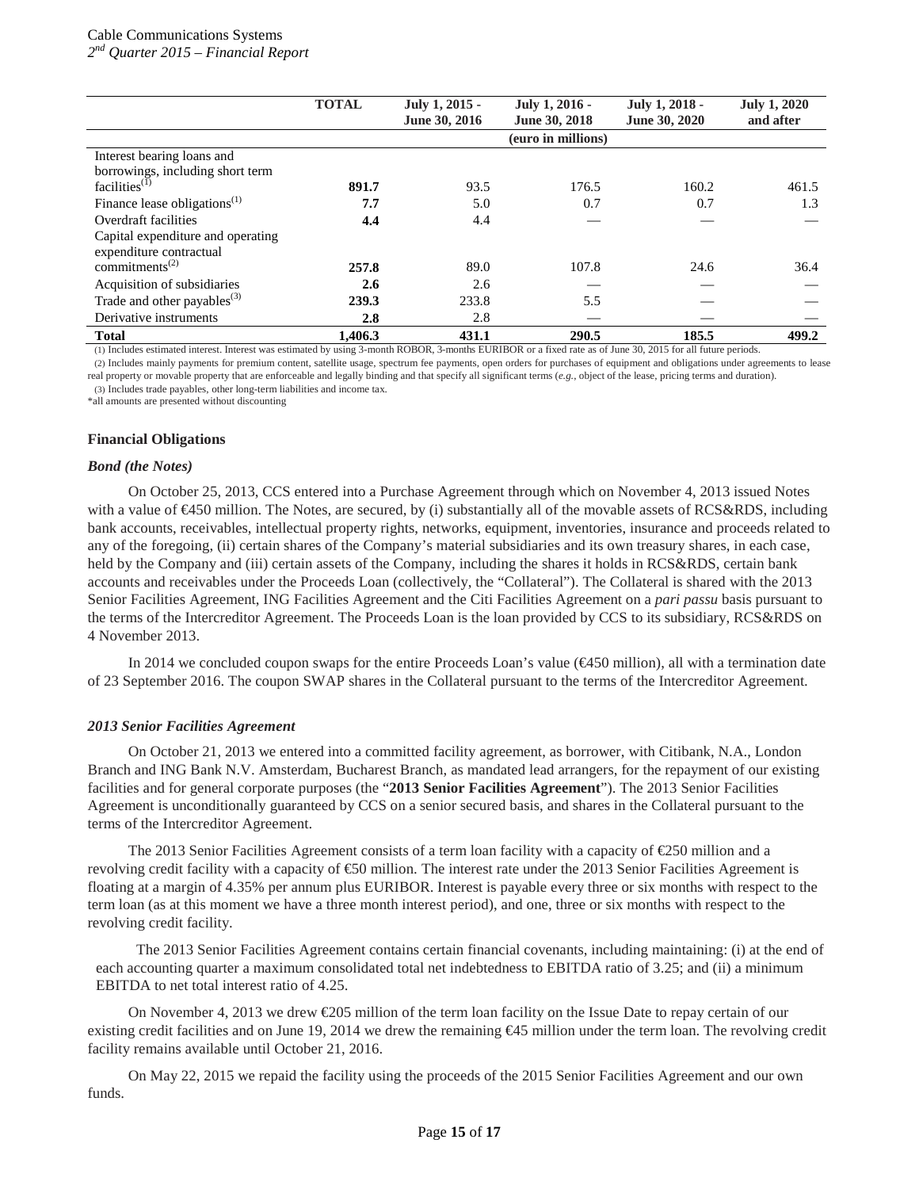| | TOTAL | July 1, 2015 - June 30, 2016 | July 1, 2016 - June 30, 2018 | July 1, 2018 - June 30, 2020 | July 1, 2020 and after |
|---|---|---|---|---|---|
| | (euro in millions) | | | | |
| Interest bearing loans and borrowings, including short term facilities[(1)] | **891.7** | 93.5 | 176.5 | 160.2 | 461.5 |
| Finance lease obligations[(1)] | **7.7** | 5.0 | 0.7 | 0.7 | 1.3 |
| Overdraft facilities | **4.4** | 4.4 | — | — | — |
| Capital expenditure and operating expenditure contractual commitments[(2)] | **257.8** | 89.0 | 107.8 | 24.6 | 36.4 |
| Acquisition of subsidiaries | **2.6** | 2.6 | — | — | — |
| Trade and other payables[(3)] | **239.3** | 233.8 | 5.5 | — | — |
| Derivative instruments | **2.8** | 2.8 | — | — | — |
| **Total** | **1,406.3** | **431.1** | **290.5** | **185.5** | **499.2** |

(1) Includes estimated interest. Interest was estimated by using 3-month ROBOR, 3-months EURIBOR or a fixed rate as of June 30, 2015 for all future periods.

(2) Includes mainly payments for premium content, satellite usage, spectrum fee payments, open orders for purchases of equipment and obligations under agreements to lease real property or movable property that are enforceable and legally binding and that specify all significant terms (*e.g.*, object of the lease, pricing terms and duration).

(3) Includes trade payables, other long-term liabilities and income tax.

*all amounts are presented without discounting

**Financial Obligations**

***Bond (the Notes)***

On October 25, 2013, CCS entered into a Purchase Agreement through which on November 4, 2013 issued Notes with a value of €450 million. The Notes, are secured, by (i) substantially all of the movable assets of RCS&RDS, including bank accounts, receivables, intellectual property rights, networks, equipment, inventories, insurance and proceeds related to any of the foregoing, (ii) certain shares of the Company's material subsidiaries and its own treasury shares, in each case, held by the Company and (iii) certain assets of the Company, including the shares it holds in RCS&RDS, certain bank accounts and receivables under the Proceeds Loan (collectively, the "Collateral"). The Collateral is shared with the 2013 Senior Facilities Agreement, ING Facilities Agreement and the Citi Facilities Agreement on a *pari passu* basis pursuant to the terms of the Intercreditor Agreement. The Proceeds Loan is the loan provided by CCS to its subsidiary, RCS&RDS on 4 November 2013.

In 2014 we concluded coupon swaps for the entire Proceeds Loan's value (€450 million), all with a termination date of 23 September 2016. The coupon SWAP shares in the Collateral pursuant to the terms of the Intercreditor Agreement.

***2013 Senior Facilities Agreement***

On October 21, 2013 we entered into a committed facility agreement, as borrower, with Citibank, N.A., London Branch and ING Bank N.V. Amsterdam, Bucharest Branch, as mandated lead arrangers, for the repayment of our existing facilities and for general corporate purposes (the "**2013 Senior Facilities Agreement**"). The 2013 Senior Facilities Agreement is unconditionally guaranteed by CCS on a senior secured basis, and shares in the Collateral pursuant to the terms of the Intercreditor Agreement.

The 2013 Senior Facilities Agreement consists of a term loan facility with a capacity of €250 million and a revolving credit facility with a capacity of €50 million. The interest rate under the 2013 Senior Facilities Agreement is floating at a margin of 4.35% per annum plus EURIBOR. Interest is payable every three or six months with respect to the term loan (as at this moment we have a three month interest period), and one, three or six months with respect to the revolving credit facility.

The 2013 Senior Facilities Agreement contains certain financial covenants, including maintaining: (i) at the end of each accounting quarter a maximum consolidated total net indebtedness to EBITDA ratio of 3.25; and (ii) a minimum EBITDA to net total interest ratio of 4.25.

On November 4, 2013 we drew €205 million of the term loan facility on the Issue Date to repay certain of our existing credit facilities and on June 19, 2014 we drew the remaining €45 million under the term loan. The revolving credit facility remains available until October 21, 2016.

On May 22, 2015 we repaid the facility using the proceeds of the 2015 Senior Facilities Agreement and our own funds.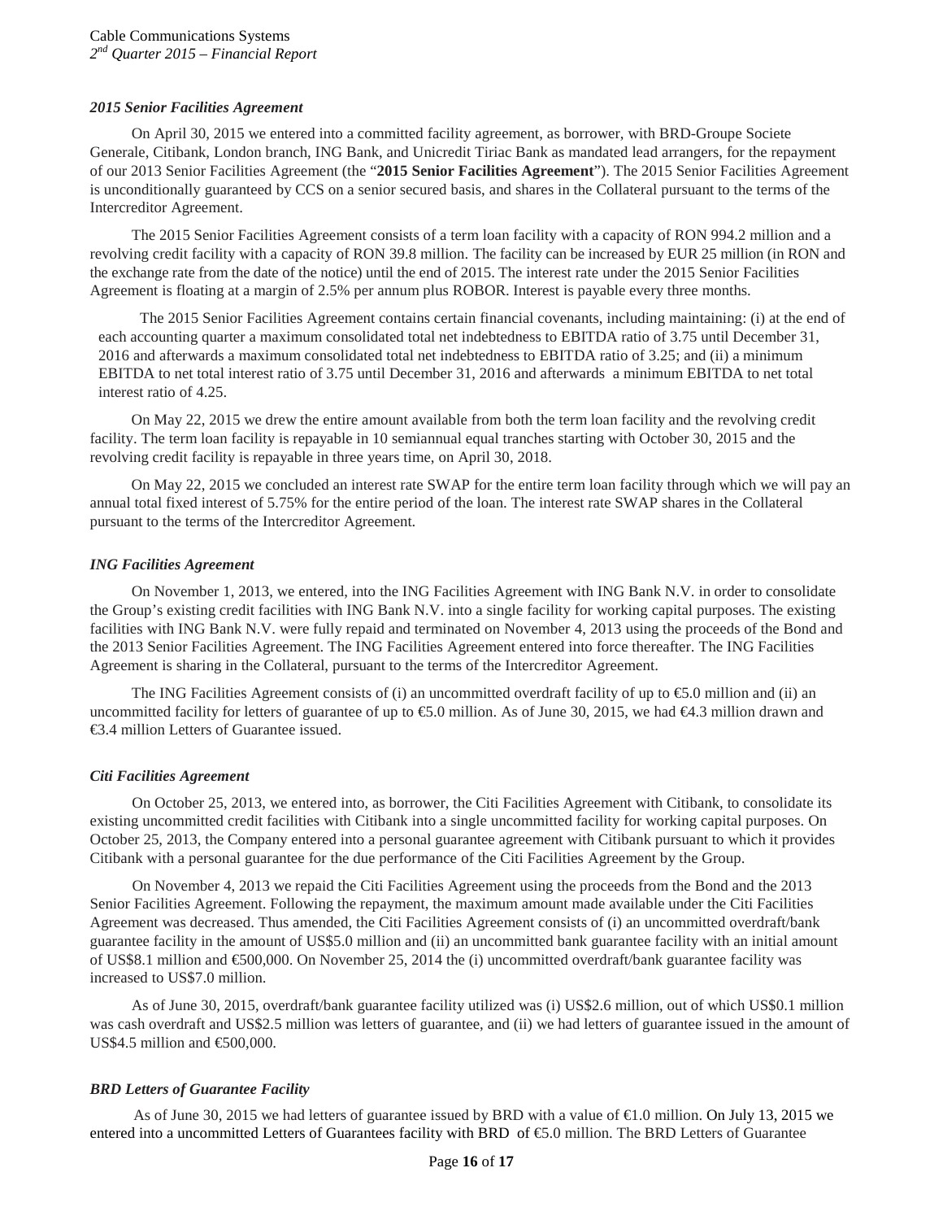*2015 Senior Facilities Agreement*

On April 30, 2015 we entered into a committed facility agreement, as borrower, with BRD-Groupe Societe Generale, Citibank, London branch, ING Bank, and Unicredit Tiriac Bank as mandated lead arrangers, for the repayment of our 2013 Senior Facilities Agreement (the "**2015 Senior Facilities Agreement**"). The 2015 Senior Facilities Agreement is unconditionally guaranteed by CCS on a senior secured basis, and shares in the Collateral pursuant to the terms of the Intercreditor Agreement.

The 2015 Senior Facilities Agreement consists of a term loan facility with a capacity of RON 994.2 million and a revolving credit facility with a capacity of RON 39.8 million. The facility can be increased by EUR 25 million (in RON and the exchange rate from the date of the notice) until the end of 2015. The interest rate under the 2015 Senior Facilities Agreement is floating at a margin of 2.5% per annum plus ROBOR. Interest is payable every three months.

The 2015 Senior Facilities Agreement contains certain financial covenants, including maintaining: (i) at the end of each accounting quarter a maximum consolidated total net indebtedness to EBITDA ratio of 3.75 until December 31, 2016 and afterwards a maximum consolidated total net indebtedness to EBITDA ratio of 3.25; and (ii) a minimum EBITDA to net total interest ratio of 3.75 until December 31, 2016 and afterwards a minimum EBITDA to net total interest ratio of 4.25.

On May 22, 2015 we drew the entire amount available from both the term loan facility and the revolving credit facility. The term loan facility is repayable in 10 semiannual equal tranches starting with October 30, 2015 and the revolving credit facility is repayable in three years time, on April 30, 2018.

On May 22, 2015 we concluded an interest rate SWAP for the entire term loan facility through which we will pay an annual total fixed interest of 5.75% for the entire period of the loan. The interest rate SWAP shares in the Collateral pursuant to the terms of the Intercreditor Agreement.

*ING Facilities Agreement*

On November 1, 2013, we entered, into the ING Facilities Agreement with ING Bank N.V. in order to consolidate the Group's existing credit facilities with ING Bank N.V. into a single facility for working capital purposes. The existing facilities with ING Bank N.V. were fully repaid and terminated on November 4, 2013 using the proceeds of the Bond and the 2013 Senior Facilities Agreement. The ING Facilities Agreement entered into force thereafter. The ING Facilities Agreement is sharing in the Collateral, pursuant to the terms of the Intercreditor Agreement.

The ING Facilities Agreement consists of (i) an uncommitted overdraft facility of up to €5.0 million and (ii) an uncommitted facility for letters of guarantee of up to €5.0 million. As of June 30, 2015, we had €4.3 million drawn and €3.4 million Letters of Guarantee issued.

*Citi Facilities Agreement*

On October 25, 2013, we entered into, as borrower, the Citi Facilities Agreement with Citibank, to consolidate its existing uncommitted credit facilities with Citibank into a single uncommitted facility for working capital purposes. On October 25, 2013, the Company entered into a personal guarantee agreement with Citibank pursuant to which it provides Citibank with a personal guarantee for the due performance of the Citi Facilities Agreement by the Group.

On November 4, 2013 we repaid the Citi Facilities Agreement using the proceeds from the Bond and the 2013 Senior Facilities Agreement. Following the repayment, the maximum amount made available under the Citi Facilities Agreement was decreased. Thus amended, the Citi Facilities Agreement consists of (i) an uncommitted overdraft/bank guarantee facility in the amount of US$5.0 million and (ii) an uncommitted bank guarantee facility with an initial amount of US$8.1 million and €500,000. On November 25, 2014 the (i) uncommitted overdraft/bank guarantee facility was increased to US$7.0 million.

As of June 30, 2015, overdraft/bank guarantee facility utilized was (i) US$2.6 million, out of which US$0.1 million was cash overdraft and US$2.5 million was letters of guarantee, and (ii) we had letters of guarantee issued in the amount of US$4.5 million and €500,000.

*BRD Letters of Guarantee Facility*

As of June 30, 2015 we had letters of guarantee issued by BRD with a value of €1.0 million. On July 13, 2015 we entered into a uncommitted Letters of Guarantees facility with BRD of €5.0 million. The BRD Letters of Guarantee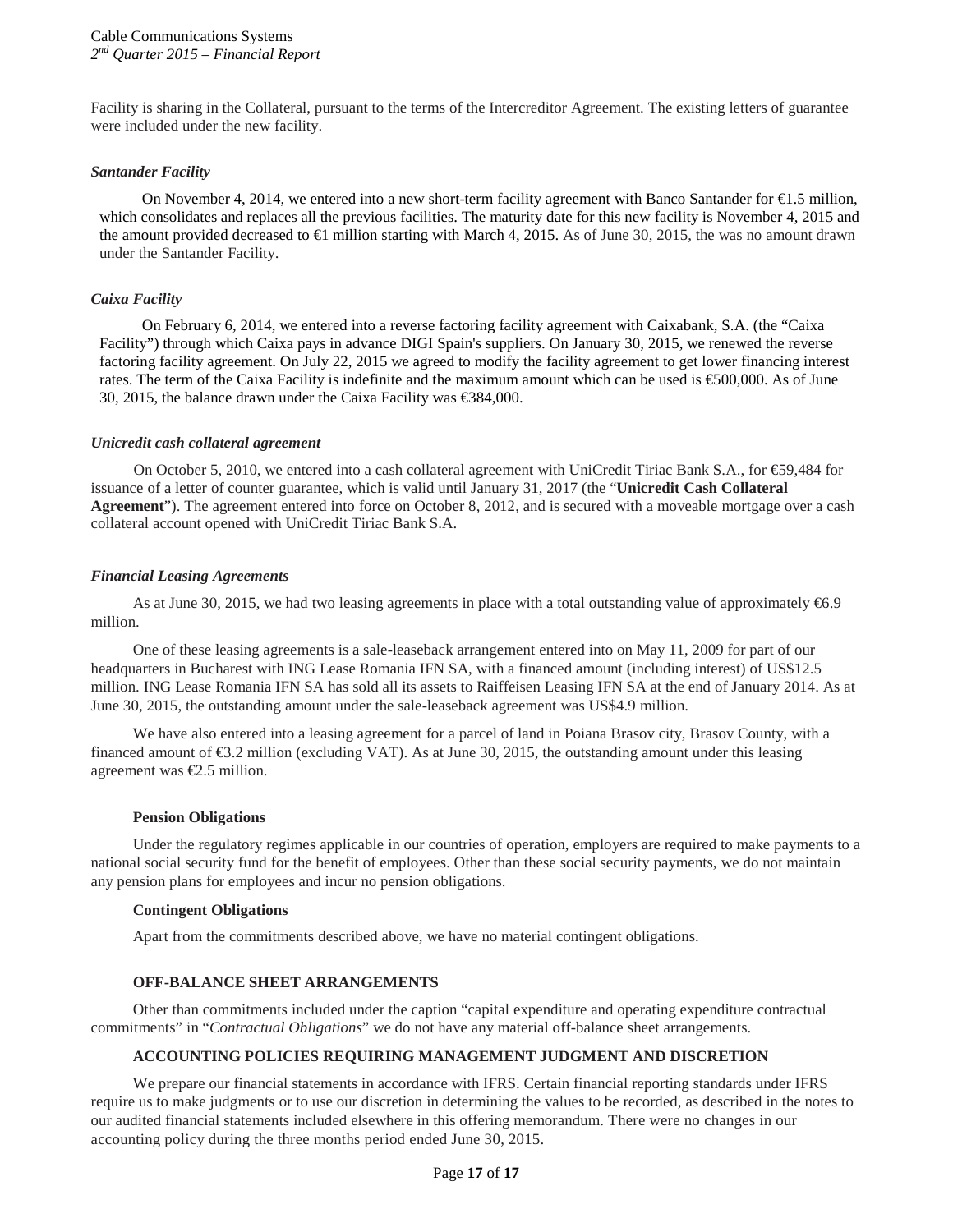Facility is sharing in the Collateral, pursuant to the terms of the Intercreditor Agreement. The existing letters of guarantee were included under the new facility.

### *Santander Facility*

On November 4, 2014, we entered into a new short-term facility agreement with Banco Santander for €1.5 million, which consolidates and replaces all the previous facilities. The maturity date for this new facility is November 4, 2015 and the amount provided decreased to €1 million starting with March 4, 2015. As of June 30, 2015, the was no amount drawn under the Santander Facility.

### *Caixa Facility*

On February 6, 2014, we entered into a reverse factoring facility agreement with Caixabank, S.A. (the "Caixa Facility") through which Caixa pays in advance DIGI Spain's suppliers. On January 30, 2015, we renewed the reverse factoring facility agreement. On July 22, 2015 we agreed to modify the facility agreement to get lower financing interest rates. The term of the Caixa Facility is indefinite and the maximum amount which can be used is €500,000. As of June 30, 2015, the balance drawn under the Caixa Facility was €384,000.

### *Unicredit cash collateral agreement*

On October 5, 2010, we entered into a cash collateral agreement with UniCredit Tiriac Bank S.A., for €59,484 for issuance of a letter of counter guarantee, which is valid until January 31, 2017 (the "**Unicredit Cash Collateral Agreement**"). The agreement entered into force on October 8, 2012, and is secured with a moveable mortgage over a cash collateral account opened with UniCredit Tiriac Bank S.A.

### *Financial Leasing Agreements*

As at June 30, 2015, we had two leasing agreements in place with a total outstanding value of approximately €6.9 million.

One of these leasing agreements is a sale-leaseback arrangement entered into on May 11, 2009 for part of our headquarters in Bucharest with ING Lease Romania IFN SA, with a financed amount (including interest) of US$12.5 million. ING Lease Romania IFN SA has sold all its assets to Raiffeisen Leasing IFN SA at the end of January 2014. As at June 30, 2015, the outstanding amount under the sale-leaseback agreement was US$4.9 million.

We have also entered into a leasing agreement for a parcel of land in Poiana Brasov city, Brasov County, with a financed amount of €3.2 million (excluding VAT). As at June 30, 2015, the outstanding amount under this leasing agreement was €2.5 million.

### **Pension Obligations**

Under the regulatory regimes applicable in our countries of operation, employers are required to make payments to a national social security fund for the benefit of employees. Other than these social security payments, we do not maintain any pension plans for employees and incur no pension obligations.

### **Contingent Obligations**

Apart from the commitments described above, we have no material contingent obligations.

## **OFF-BALANCE SHEET ARRANGEMENTS**

Other than commitments included under the caption "capital expenditure and operating expenditure contractual commitments" in "*Contractual Obligations*" we do not have any material off-balance sheet arrangements.

## **ACCOUNTING POLICIES REQUIRING MANAGEMENT JUDGMENT AND DISCRETION**

We prepare our financial statements in accordance with IFRS. Certain financial reporting standards under IFRS require us to make judgments or to use our discretion in determining the values to be recorded, as described in the notes to our audited financial statements included elsewhere in this offering memorandum. There were no changes in our accounting policy during the three months period ended June 30, 2015.